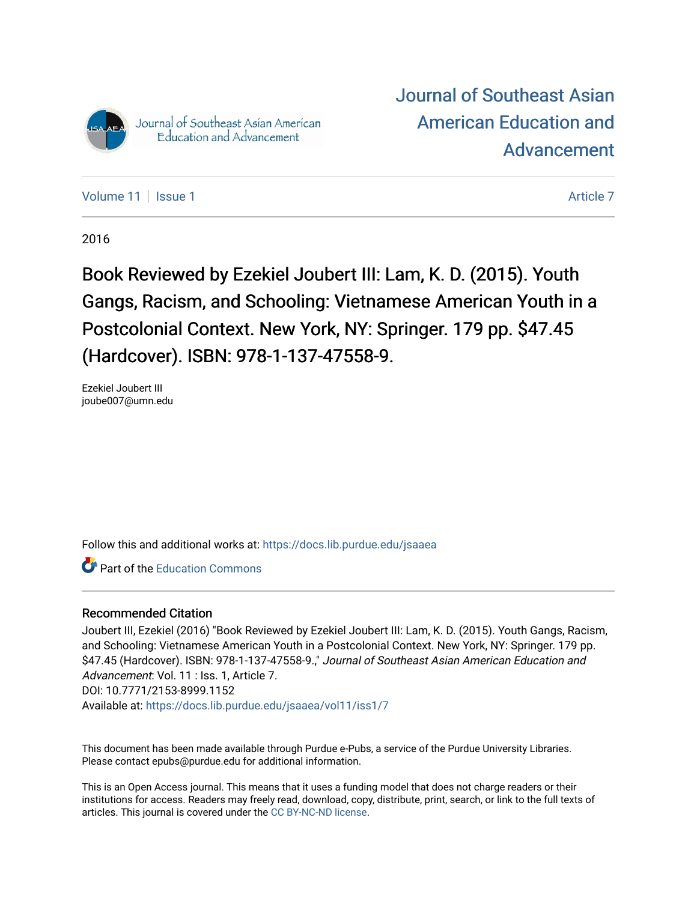# Journal of Southeast Asian American Education and Advancement

Volume 11 | Issue 1 | Article 7

2016

## Book Reviewed by Ezekiel Joubert III: Lam, K. D. (2015). Youth Gangs, Racism, and Schooling: Vietnamese American Youth in a Postcolonial Context. New York, NY: Springer. 179 pp. $47.45 (Hardcover). ISBN: 978-1-137-47558-9.

Ezekiel Joubert III
joube007@umn.edu

Follow this and additional works at: https://docs.lib.purdue.edu/jsaaea

Part of the Education Commons

### Recommended Citation

Joubert III, Ezekiel (2016) "Book Reviewed by Ezekiel Joubert III: Lam, K. D. (2015). Youth Gangs, Racism, and Schooling: Vietnamese American Youth in a Postcolonial Context. New York, NY: Springer. 179 pp. $47.45 (Hardcover). ISBN: 978-1-137-47558-9.," *Journal of Southeast Asian American Education and Advancement*: Vol. 11 : Iss. 1, Article 7.
DOI: 10.7771/2153-8999.1152
Available at: https://docs.lib.purdue.edu/jsaaea/vol11/iss1/7

This document has been made available through Purdue e-Pubs, a service of the Purdue University Libraries. Please contact epubs@purdue.edu for additional information.

This is an Open Access journal. This means that it uses a funding model that does not charge readers or their institutions for access. Readers may freely read, download, copy, distribute, print, search, or link to the full texts of articles. This journal is covered under the CC BY-NC-ND license.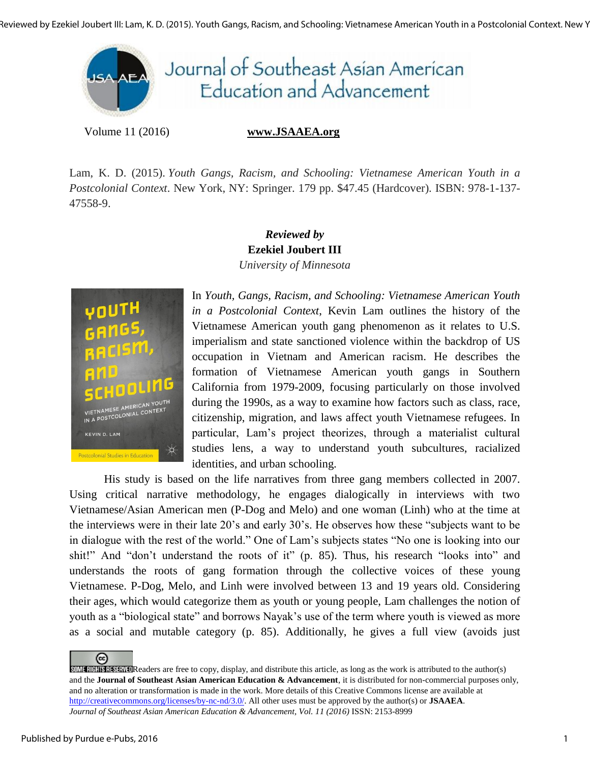Lam, K. D. (2015). *Youth Gangs, Racism, and Schooling: Vietnamese American Youth in a Postcolonial Context*. New York, NY: Springer. 179 pp. $47.45 (Hardcover). ISBN: 978-1-137-47558-9.

***Reviewed by***
**Ezekiel Joubert III**
*University of Minnesota*

In *Youth, Gangs, Racism, and Schooling: Vietnamese American Youth in a Postcolonial Context*, Kevin Lam outlines the history of the Vietnamese American youth gang phenomenon as it relates to U.S. imperialism and state sanctioned violence within the backdrop of US occupation in Vietnam and American racism. He describes the formation of Vietnamese American youth gangs in Southern California from 1979-2009, focusing particularly on those involved during the 1990s, as a way to examine how factors such as class, race, citizenship, migration, and laws affect youth Vietnamese refugees. In particular, Lam's project theorizes, through a materialist cultural studies lens, a way to understand youth subcultures, racialized identities, and urban schooling.

His study is based on the life narratives from three gang members collected in 2007. Using critical narrative methodology, he engages dialogically in interviews with two Vietnamese/Asian American men (P-Dog and Melo) and one woman (Linh) who at the time at the interviews were in their late 20's and early 30's. He observes how these "subjects want to be in dialogue with the rest of the world." One of Lam's subjects states "No one is looking into our shit!" And "don't understand the roots of it" (p. 85). Thus, his research "looks into" and understands the roots of gang formation through the collective voices of these young Vietnamese. P-Dog, Melo, and Linh were involved between 13 and 19 years old. Considering their ages, which would categorize them as youth or young people, Lam challenges the notion of youth as a "biological state" and borrows Nayak's use of the term where youth is viewed as more as a social and mutable category (p. 85). Additionally, he gives a full view (avoids just

Readers are free to copy, display, and distribute this article, as long as the work is attributed to the author(s) and the **Journal of Southeast Asian American Education & Advancement**, it is distributed for non-commercial purposes only, and no alteration or transformation is made in the work. More details of this Creative Commons license are available at http://creativecommons.org/licenses/by-nc-nd/3.0/. All other uses must be approved by the author(s) or **JSAAEA**.
*Journal of Southeast Asian American Education & Advancement, Vol. 11 (2016)* ISSN: 2153-8999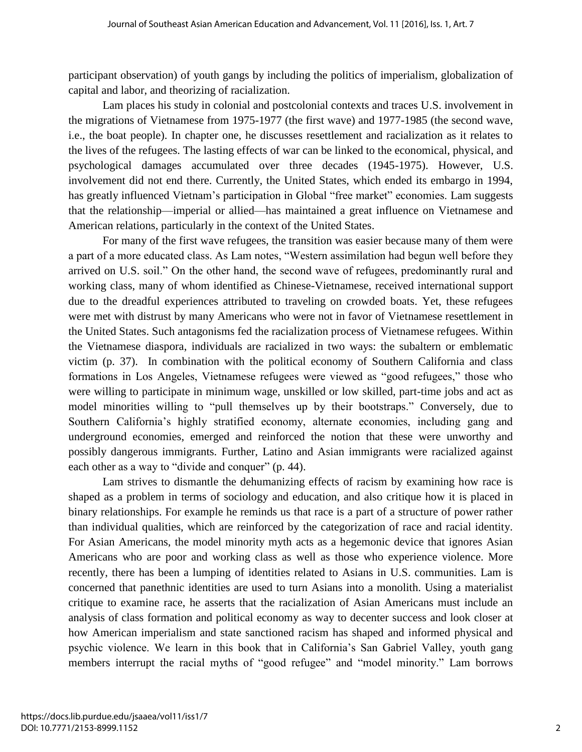participant observation) of youth gangs by including the politics of imperialism, globalization of capital and labor, and theorizing of racialization.

Lam places his study in colonial and postcolonial contexts and traces U.S. involvement in the migrations of Vietnamese from 1975-1977 (the first wave) and 1977-1985 (the second wave, i.e., the boat people). In chapter one, he discusses resettlement and racialization as it relates to the lives of the refugees. The lasting effects of war can be linked to the economical, physical, and psychological damages accumulated over three decades (1945-1975). However, U.S. involvement did not end there. Currently, the United States, which ended its embargo in 1994, has greatly influenced Vietnam's participation in Global "free market" economies. Lam suggests that the relationship—imperial or allied—has maintained a great influence on Vietnamese and American relations, particularly in the context of the United States.

For many of the first wave refugees, the transition was easier because many of them were a part of a more educated class. As Lam notes, "Western assimilation had begun well before they arrived on U.S. soil." On the other hand, the second wave of refugees, predominantly rural and working class, many of whom identified as Chinese-Vietnamese, received international support due to the dreadful experiences attributed to traveling on crowded boats. Yet, these refugees were met with distrust by many Americans who were not in favor of Vietnamese resettlement in the United States. Such antagonisms fed the racialization process of Vietnamese refugees. Within the Vietnamese diaspora, individuals are racialized in two ways: the subaltern or emblematic victim (p. 37). In combination with the political economy of Southern California and class formations in Los Angeles, Vietnamese refugees were viewed as "good refugees," those who were willing to participate in minimum wage, unskilled or low skilled, part-time jobs and act as model minorities willing to "pull themselves up by their bootstraps." Conversely, due to Southern California's highly stratified economy, alternate economies, including gang and underground economies, emerged and reinforced the notion that these were unworthy and possibly dangerous immigrants. Further, Latino and Asian immigrants were racialized against each other as a way to "divide and conquer" (p. 44).

Lam strives to dismantle the dehumanizing effects of racism by examining how race is shaped as a problem in terms of sociology and education, and also critique how it is placed in binary relationships. For example he reminds us that race is a part of a structure of power rather than individual qualities, which are reinforced by the categorization of race and racial identity. For Asian Americans, the model minority myth acts as a hegemonic device that ignores Asian Americans who are poor and working class as well as those who experience violence. More recently, there has been a lumping of identities related to Asians in U.S. communities. Lam is concerned that panethnic identities are used to turn Asians into a monolith. Using a materialist critique to examine race, he asserts that the racialization of Asian Americans must include an analysis of class formation and political economy as way to decenter success and look closer at how American imperialism and state sanctioned racism has shaped and informed physical and psychic violence. We learn in this book that in California's San Gabriel Valley, youth gang members interrupt the racial myths of "good refugee" and "model minority." Lam borrows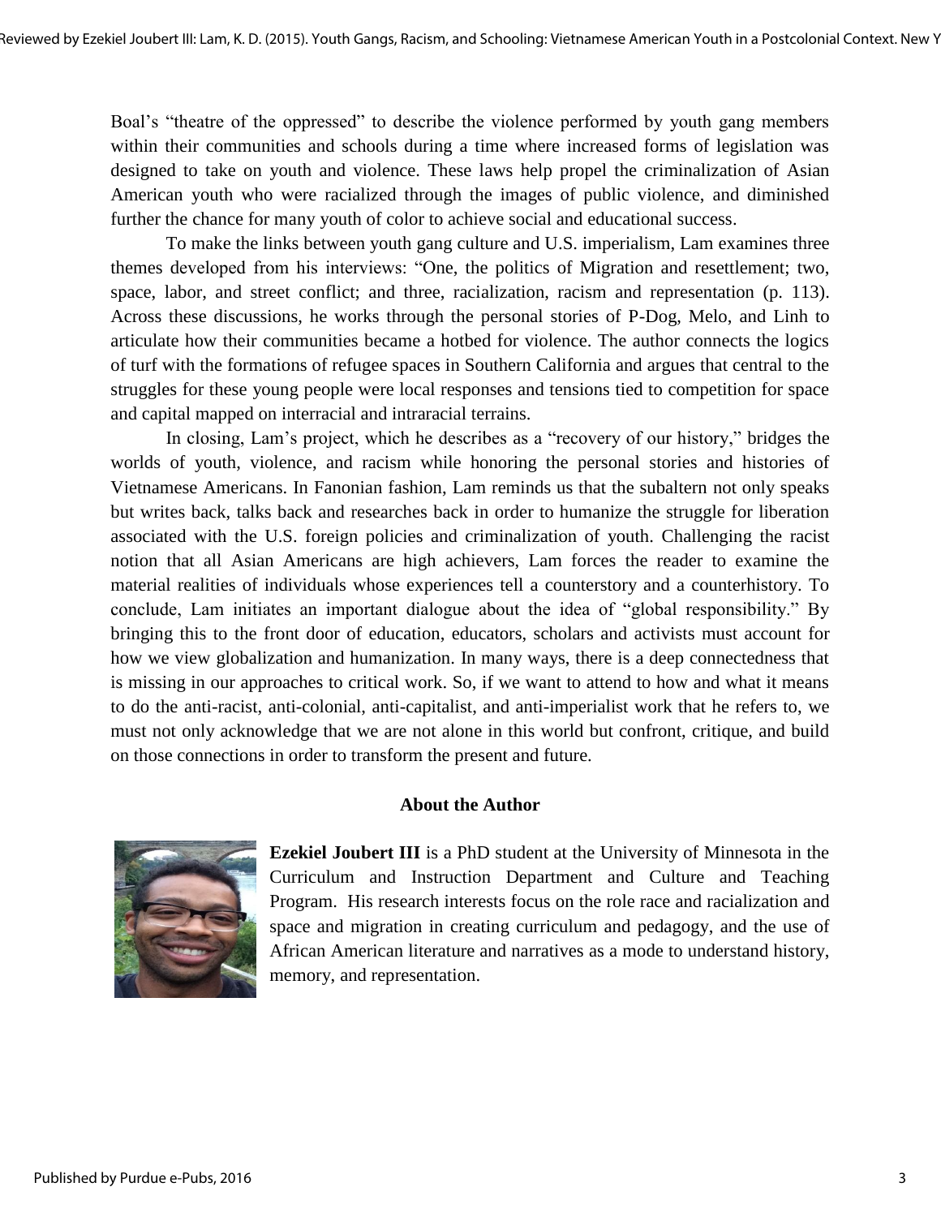Boal's "theatre of the oppressed" to describe the violence performed by youth gang members within their communities and schools during a time where increased forms of legislation was designed to take on youth and violence. These laws help propel the criminalization of Asian American youth who were racialized through the images of public violence, and diminished further the chance for many youth of color to achieve social and educational success.

To make the links between youth gang culture and U.S. imperialism, Lam examines three themes developed from his interviews: "One, the politics of Migration and resettlement; two, space, labor, and street conflict; and three, racialization, racism and representation (p. 113). Across these discussions, he works through the personal stories of P-Dog, Melo, and Linh to articulate how their communities became a hotbed for violence. The author connects the logics of turf with the formations of refugee spaces in Southern California and argues that central to the struggles for these young people were local responses and tensions tied to competition for space and capital mapped on interracial and intraracial terrains.

In closing, Lam's project, which he describes as a "recovery of our history," bridges the worlds of youth, violence, and racism while honoring the personal stories and histories of Vietnamese Americans. In Fanonian fashion, Lam reminds us that the subaltern not only speaks but writes back, talks back and researches back in order to humanize the struggle for liberation associated with the U.S. foreign policies and criminalization of youth. Challenging the racist notion that all Asian Americans are high achievers, Lam forces the reader to examine the material realities of individuals whose experiences tell a counterstory and a counterhistory. To conclude, Lam initiates an important dialogue about the idea of "global responsibility." By bringing this to the front door of education, educators, scholars and activists must account for how we view globalization and humanization. In many ways, there is a deep connectedness that is missing in our approaches to critical work. So, if we want to attend to how and what it means to do the anti-racist, anti-colonial, anti-capitalist, and anti-imperialist work that he refers to, we must not only acknowledge that we are not alone in this world but confront, critique, and build on those connections in order to transform the present and future.

## About the Author

**Ezekiel Joubert III** is a PhD student at the University of Minnesota in the Curriculum and Instruction Department and Culture and Teaching Program. His research interests focus on the role race and racialization and space and migration in creating curriculum and pedagogy, and the use of African American literature and narratives as a mode to understand history, memory, and representation.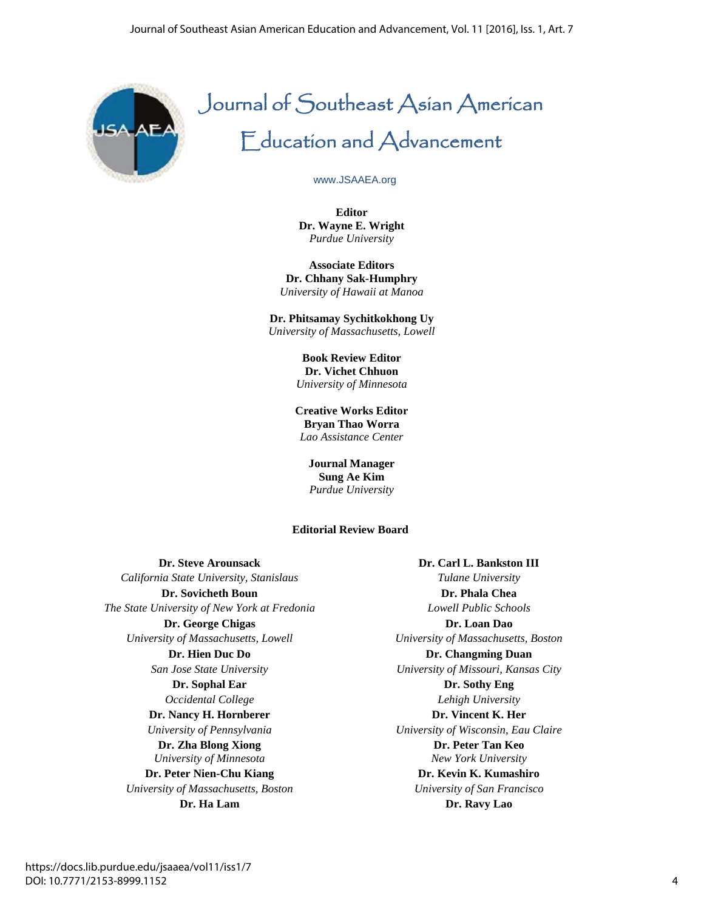# Journal of Southeast Asian American Education and Advancement

www.JSAAEA.org

**Editor**
**Dr. Wayne E. Wright**
*Purdue University*

**Associate Editors**
**Dr. Chhany Sak-Humphry**
*University of Hawaii at Manoa*

**Dr. Phitsamay Sychitkokhong Uy**
*University of Massachusetts, Lowell*

**Book Review Editor**
**Dr. Vichet Chhuon**
*University of Minnesota*

**Creative Works Editor**
**Bryan Thao Worra**
*Lao Assistance Center*

**Journal Manager**
**Sung Ae Kim**
*Purdue University*

## Editorial Review Board

**Dr. Steve Arounsack**
*California State University, Stanislaus*
**Dr. Sovicheth Boun**
*The State University of New York at Fredonia*
**Dr. George Chigas**
*University of Massachusetts, Lowell*
**Dr. Hien Duc Do**
*San Jose State University*
**Dr. Sophal Ear**
*Occidental College*
**Dr. Nancy H. Hornberger**
*University of Pennsylvania*
**Dr. Zha Blong Xiong**
*University of Minnesota*
**Dr. Peter Nien-Chu Kiang**
*University of Massachusetts, Boston*
**Dr. Ha Lam**

**Dr. Carl L. Bankston III**
*Tulane University*
**Dr. Phala Chea**
*Lowell Public Schools*
**Dr. Loan Dao**
*University of Massachusetts, Boston*
**Dr. Changming Duan**
*University of Missouri, Kansas City*
**Dr. Sothy Eng**
*Lehigh University*
**Dr. Vincent K. Her**
*University of Wisconsin, Eau Claire*
**Dr. Peter Tan Keo**
*New York University*
**Dr. Kevin K. Kumashiro**
*University of San Francisco*
**Dr. Ravy Lao**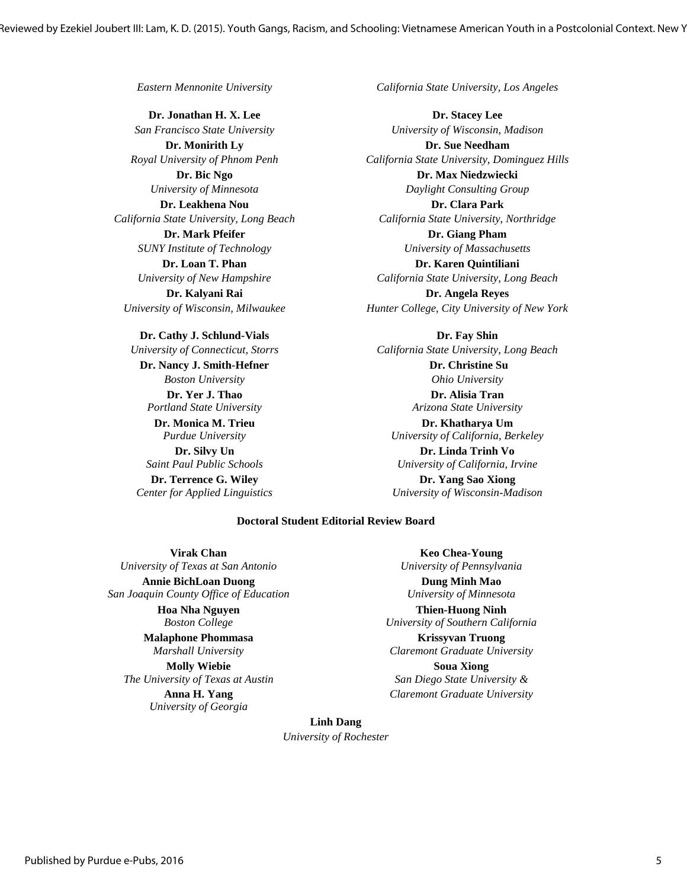*Eastern Mennonite University*

*California State University, Los Angeles*

**Dr. Jonathan H. X. Lee**
*San Francisco State University*

**Dr. Stacey Lee**
*University of Wisconsin, Madison*

**Dr. Monirith Ly**
*Royal University of Phnom Penh*

**Dr. Sue Needham**
*California State University, Dominguez Hills*

**Dr. Bic Ngo**
*University of Minnesota*

**Dr. Max Niedzwiecki**
*Daylight Consulting Group*

**Dr. Leakhena Nou**
*California State University, Long Beach*

**Dr. Clara Park**
*California State University, Northridge*

**Dr. Mark Pfeifer**
*SUNY Institute of Technology*

**Dr. Giang Pham**
*University of Massachusetts*

**Dr. Loan T. Phan**
*University of New Hampshire*

**Dr. Karen Quintiliani**
*California State University, Long Beach*

**Dr. Kalyani Rai**
*University of Wisconsin, Milwaukee*

**Dr. Angela Reyes**
*Hunter College, City University of New York*

**Dr. Cathy J. Schlund-Vials**
*University of Connecticut, Storrs*

**Dr. Fay Shin**
*California State University, Long Beach*

**Dr. Nancy J. Smith-Hefner**
*Boston University*

**Dr. Christine Su**
*Ohio University*

**Dr. Yer J. Thao**
*Portland State University*

**Dr. Alisia Tran**
*Arizona State University*

**Dr. Monica M. Trieu**
*Purdue University*

**Dr. Khatharya Um**
*University of California, Berkeley*

**Dr. Silvy Un**
*Saint Paul Public Schools*

**Dr. Linda Trinh Vo**
*University of California, Irvine*

**Dr. Terrence G. Wiley**
*Center for Applied Linguistics*

**Dr. Yang Sao Xiong**
*University of Wisconsin-Madison*

**Doctoral Student Editorial Review Board**

**Virak Chan**
*University of Texas at San Antonio*

**Keo Chea-Young**
*University of Pennsylvania*

**Annie BichLoan Duong**
*San Joaquin County Office of Education*

**Dung Minh Mao**
*University of Minnesota*

**Hoa Nha Nguyen**
*Boston College*

**Thien-Huong Ninh**
*University of Southern California*

**Malaphone Phommasa**
*Marshall University*

**Krissyvan Truong**
*Claremont Graduate University*

**Molly Wiebie**
*The University of Texas at Austin*

**Soua Xiong**
*San Diego State University & Claremont Graduate University*

**Anna H. Yang**
*University of Georgia*

**Linh Dang**
*University of Rochester*